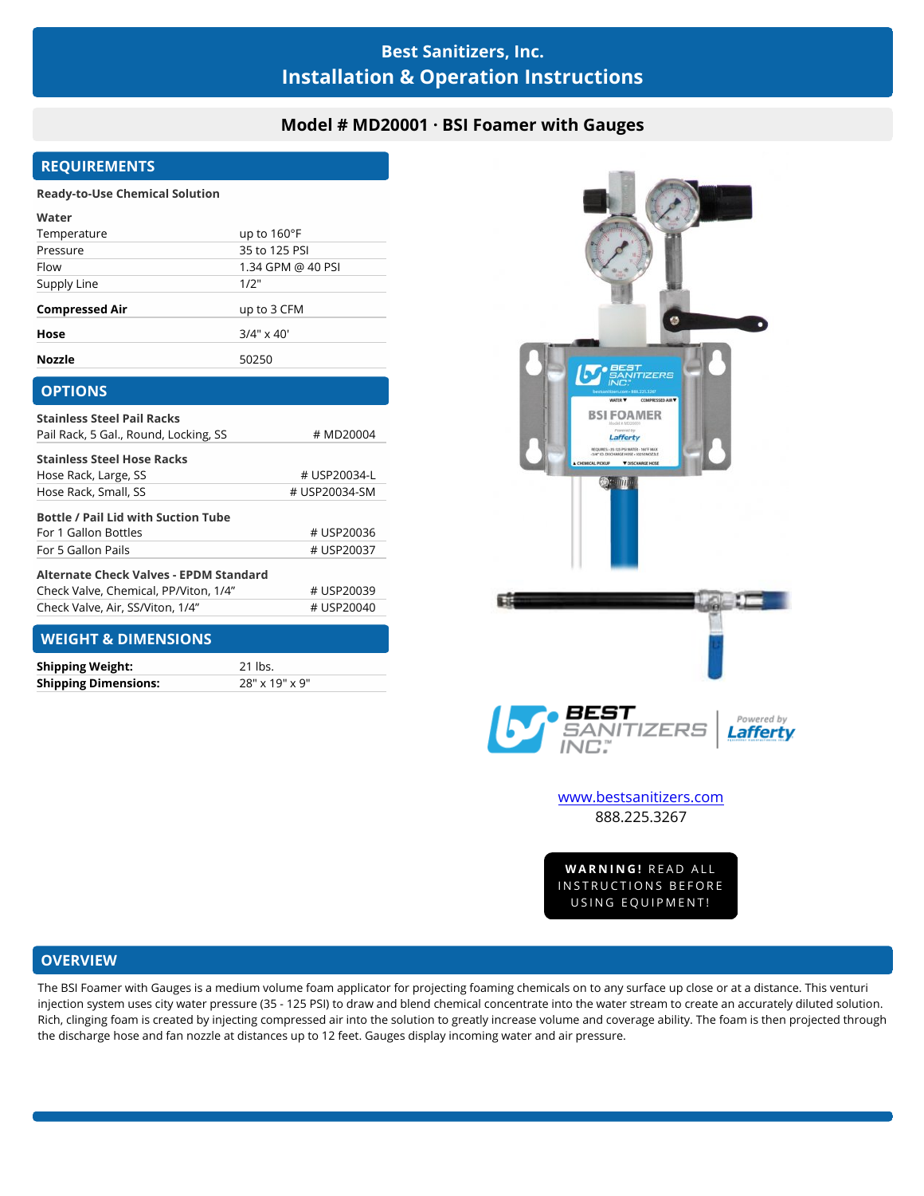# Best Sanitizers, Inc.
# Installation & Operation Instructions

## Model # MD20001 · BSI Foamer with Gauges

## REQUIREMENTS

**Ready-to-Use Chemical Solution**

| **Water** | |
|---|---|
| Temperature | up to 160°F |
| Pressure | 35 to 125 PSI |
| Flow | 1.34 GPM @ 40 PSI |
| Supply Line | 1/2" |
| **Compressed Air** | up to 3 CFM |
| **Hose** | 3/4" x 40' |
| **Nozzle** | 50250 |

## OPTIONS

| **Stainless Steel Pail Racks** | |
|---|---|
| Pail Rack, 5 Gal., Round, Locking, SS | # MD20004 |
| **Stainless Steel Hose Racks** | |
| Hose Rack, Large, SS | # USP20034-L |
| Hose Rack, Small, SS | # USP20034-SM |
| **Bottle / Pail Lid with Suction Tube** | |
| For 1 Gallon Bottles | # USP20036 |
| For 5 Gallon Pails | # USP20037 |
| **Alternate Check Valves - EPDM Standard** | |
| Check Valve, Chemical, PP/Viton, 1/4” | # USP20039 |
| Check Valve, Air, SS/Viton, 1/4” | # USP20040 |

## WEIGHT & DIMENSIONS

| | |
|---|---|
| **Shipping Weight:** | 21 lbs. |
| **Shipping Dimensions:** | 28" x 19" x 9" |

www.bestsanitizers.com
888.225.3267

**WARNING!** READ ALL INSTRUCTIONS BEFORE USING EQUIPMENT!

## OVERVIEW

The BSI Foamer with Gauges is a medium volume foam applicator for projecting foaming chemicals on to any surface up close or at a distance. This venturi injection system uses city water pressure (35 - 125 PSI) to draw and blend chemical concentrate into the water stream to create an accurately diluted solution. Rich, clinging foam is created by injecting compressed air into the solution to greatly increase volume and coverage ability. The foam is then projected through the discharge hose and fan nozzle at distances up to 12 feet. Gauges display incoming water and air pressure.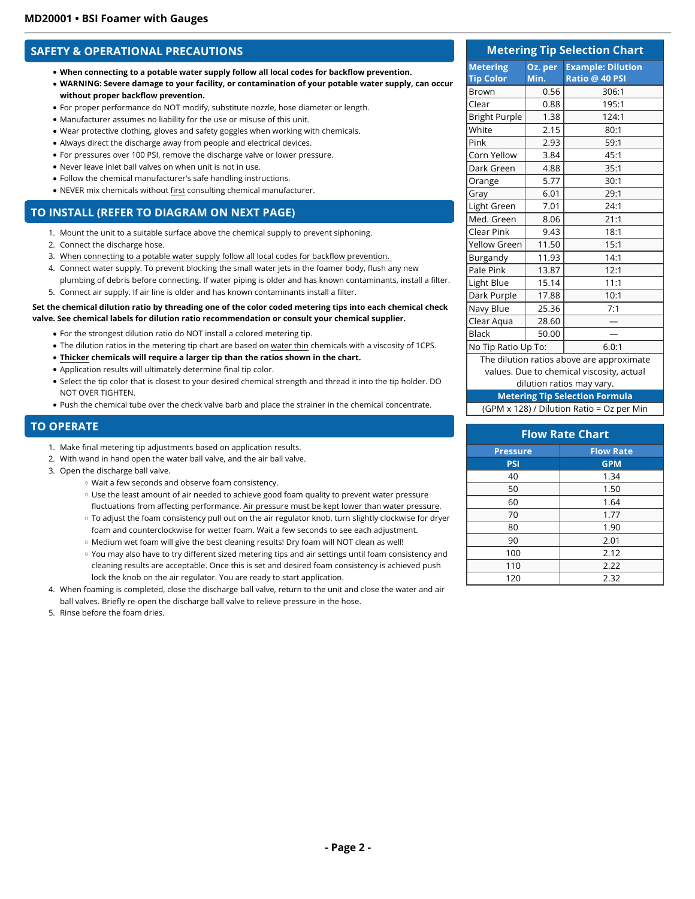## SAFETY & OPERATIONAL PRECAUTIONS

- **When connecting to a potable water supply follow all local codes for backflow prevention.**
- **WARNING: Severe damage to your facility, or contamination of your potable water supply, can occur without proper backflow prevention.**
- For proper performance do NOT modify, substitute nozzle, hose diameter or length.
- Manufacturer assumes no liability for the use or misuse of this unit.
- Wear protective clothing, gloves and safety goggles when working with chemicals.
- Always direct the discharge away from people and electrical devices.
- For pressures over 100 PSI, remove the discharge valve or lower pressure.
- Never leave inlet ball valves on when unit is not in use.
- Follow the chemical manufacturer's safe handling instructions.
- NEVER mix chemicals without first consulting chemical manufacturer.

## TO INSTALL (REFER TO DIAGRAM ON NEXT PAGE)

1. Mount the unit to a suitable surface above the chemical supply to prevent siphoning.
2. Connect the discharge hose.
3. When connecting to a potable water supply follow all local codes for backflow prevention.
4. Connect water supply. To prevent blocking the small water jets in the foamer body, flush any new plumbing of debris before connecting. If water piping is older and has known contaminants, install a filter.
5. Connect air supply. If air line is older and has known contaminants install a filter.

**Set the chemical dilution ratio by threading one of the color coded metering tips into each chemical check valve. See chemical labels for dilution ratio recommendation or consult your chemical supplier.**

- For the strongest dilution ratio do NOT install a colored metering tip.
- The dilution ratios in the metering tip chart are based on water thin chemicals with a viscosity of 1CPS.
- **Thicker chemicals will require a larger tip than the ratios shown in the chart.**
- Application results will ultimately determine final tip color.
- Select the tip color that is closest to your desired chemical strength and thread it into the tip holder. DO NOT OVER TIGHTEN.
- Push the chemical tube over the check valve barb and place the strainer in the chemical concentrate.

## TO OPERATE

1. Make final metering tip adjustments based on application results.
2. With wand in hand open the water ball valve, and the air ball valve.
3. Open the discharge ball valve.
   - Wait a few seconds and observe foam consistency.
   - Use the least amount of air needed to achieve good foam quality to prevent water pressure fluctuations from affecting performance. Air pressure must be kept lower than water pressure.
   - To adjust the foam consistency pull out on the air regulator knob, turn slightly clockwise for dryer foam and counterclockwise for wetter foam. Wait a few seconds to see each adjustment.
   - Medium wet foam will give the best cleaning results! Dry foam will NOT clean as well!
   - You may also have to try different sized metering tips and air settings until foam consistency and cleaning results are acceptable. Once this is set and desired foam consistency is achieved push lock the knob on the air regulator. You are ready to start application.
4. When foaming is completed, close the discharge ball valve, return to the unit and close the water and air ball valves. Briefly re-open the discharge ball valve to relieve pressure in the hose.
5. Rinse before the foam dries.

## Metering Tip Selection Chart

| Metering Tip Color | Oz. per Min. | Example: Dilution Ratio @ 40 PSI |
|---|---|---|
| Brown | 0.56 | 306:1 |
| Clear | 0.88 | 195:1 |
| Bright Purple | 1.38 | 124:1 |
| White | 2.15 | 80:1 |
| Pink | 2.93 | 59:1 |
| Corn Yellow | 3.84 | 45:1 |
| Dark Green | 4.88 | 35:1 |
| Orange | 5.77 | 30:1 |
| Gray | 6.01 | 29:1 |
| Light Green | 7.01 | 24:1 |
| Med. Green | 8.06 | 21:1 |
| Clear Pink | 9.43 | 18:1 |
| Yellow Green | 11.50 | 15:1 |
| Burgandy | 11.93 | 14:1 |
| Pale Pink | 13.87 | 12:1 |
| Light Blue | 15.14 | 11:1 |
| Dark Purple | 17.88 | 10:1 |
| Navy Blue | 25.36 | 7:1 |
| Clear Aqua | 28.60 | — |
| Black | 50.00 | — |
| No Tip Ratio Up To: | | 6.0:1 |

The dilution ratios above are approximate values. Due to chemical viscosity, actual dilution ratios may vary.

**Metering Tip Selection Formula**

(GPM x 128) / Dilution Ratio = Oz per Min

## Flow Rate Chart

| Pressure | Flow Rate |
|---|---|
| **PSI** | **GPM** |
| 40 | 1.34 |
| 50 | 1.50 |
| 60 | 1.64 |
| 70 | 1.77 |
| 80 | 1.90 |
| 90 | 2.01 |
| 100 | 2.12 |
| 110 | 2.22 |
| 120 | 2.32 |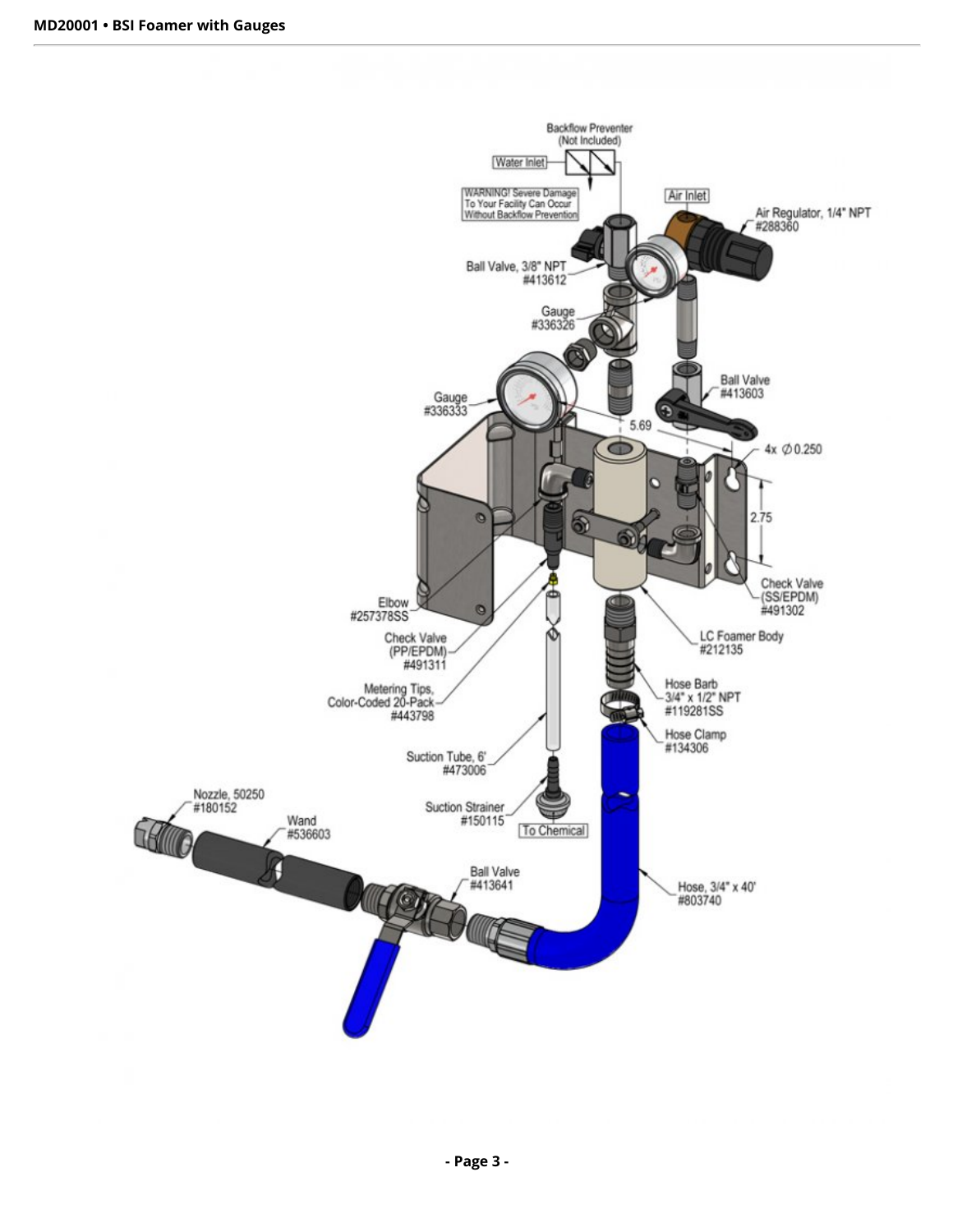Backflow Preventer (Not Included)

Water Inlet

WARNING! Severe Damage To Your Facility Can Occur Without Backflow Prevention

Air Inlet

Air Regulator, 1/4" NPT #288360

Ball Valve, 3/8" NPT #413612

Gauge #336326

Gauge #336333

Ball Valve #413603

5.69

4x ∅ 0.250

2.75

Elbow #257378SS

Check Valve (SS/EPDM) #491302

Check Valve (PP/EPDM) #491311

LC Foamer Body #212135

Metering Tips, Color-Coded 20-Pack #443798

Hose Barb 3/4" x 1/2" NPT #119281SS

Hose Clamp #134306

Suction Tube, 6' #473006

Suction Strainer #150115

To Chemical

Nozzle, 50250 #180152

Wand #536603

Ball Valve #413641

Hose, 3/4" x 40' #803740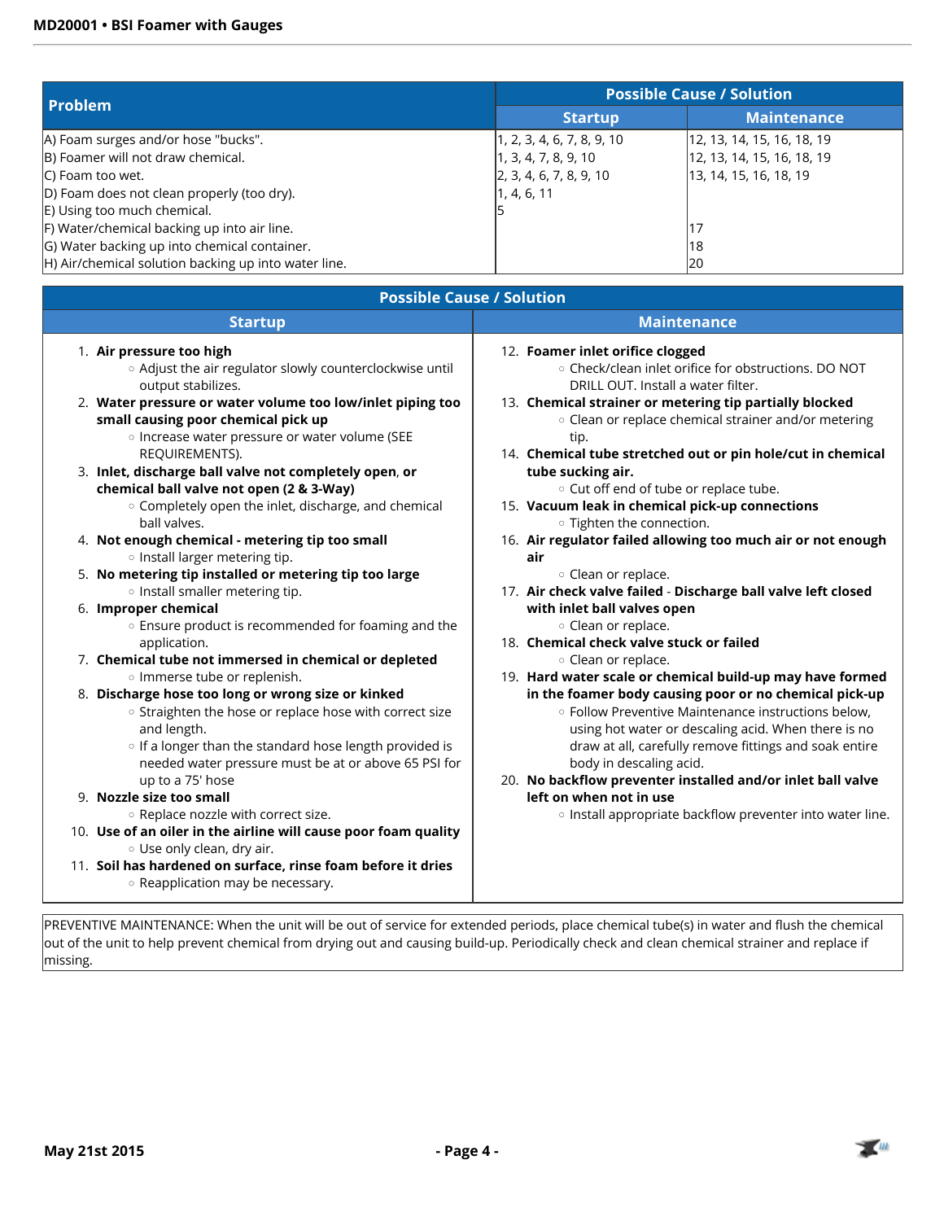| Problem | Possible Cause / Solution | |
|---|---|---|
| | **Startup** | **Maintenance** |
| A) Foam surges and/or hose "bucks". | 1, 2, 3, 4, 6, 7, 8, 9, 10 | 12, 13, 14, 15, 16, 18, 19 |
| B) Foamer will not draw chemical. | 1, 3, 4, 7, 8, 9, 10 | 12, 13, 14, 15, 16, 18, 19 |
| C) Foam too wet. | 2, 3, 4, 6, 7, 8, 9, 10 | 13, 14, 15, 16, 18, 19 |
| D) Foam does not clean properly (too dry). | 1, 4, 6, 11 | |
| E) Using too much chemical. | 5 | |
| F) Water/chemical backing up into air line. | | 17 |
| G) Water backing up into chemical container. | | 18 |
| H) Air/chemical solution backing up into water line. | | 20 |

## Possible Cause / Solution

### Startup

1. **Air pressure too high**
   - Adjust the air regulator slowly counterclockwise until output stabilizes.
2. **Water pressure or water volume too low/inlet piping too small causing poor chemical pick up**
   - Increase water pressure or water volume (SEE REQUIREMENTS).
3. **Inlet, discharge ball valve not completely open, or chemical ball valve not open (2 & 3-Way)**
   - Completely open the inlet, discharge, and chemical ball valves.
4. **Not enough chemical - metering tip too small**
   - Install larger metering tip.
5. **No metering tip installed or metering tip too large**
   - Install smaller metering tip.
6. **Improper chemical**
   - Ensure product is recommended for foaming and the application.
7. **Chemical tube not immersed in chemical or depleted**
   - Immerse tube or replenish.
8. **Discharge hose too long or wrong size or kinked**
   - Straighten the hose or replace hose with correct size and length.
   - If a longer than the standard hose length provided is needed water pressure must be at or above 65 PSI for up to a 75' hose
9. **Nozzle size too small**
   - Replace nozzle with correct size.
10. **Use of an oiler in the airline will cause poor foam quality**
    - Use only clean, dry air.
11. **Soil has hardened on surface, rinse foam before it dries**
    - Reapplication may be necessary.

### Maintenance

12. **Foamer inlet orifice clogged**
    - Check/clean inlet orifice for obstructions. DO NOT DRILL OUT. Install a water filter.
13. **Chemical strainer or metering tip partially blocked**
    - Clean or replace chemical strainer and/or metering tip.
14. **Chemical tube stretched out or pin hole/cut in chemical tube sucking air.**
    - Cut off end of tube or replace tube.
15. **Vacuum leak in chemical pick-up connections**
    - Tighten the connection.
16. **Air regulator failed allowing too much air or not enough air**
    - Clean or replace.
17. **Air check valve failed - Discharge ball valve left closed with inlet ball valves open**
    - Clean or replace.
18. **Chemical check valve stuck or failed**
    - Clean or replace.
19. **Hard water scale or chemical build-up may have formed in the foamer body causing poor or no chemical pick-up**
    - Follow Preventive Maintenance instructions below, using hot water or descaling acid. When there is no draw at all, carefully remove fittings and soak entire body in descaling acid.
20. **No backflow preventer installed and/or inlet ball valve left on when not in use**
    - Install appropriate backflow preventer into water line.

PREVENTIVE MAINTENANCE: When the unit will be out of service for extended periods, place chemical tube(s) in water and flush the chemical out of the unit to help prevent chemical from drying out and causing build-up. Periodically check and clean chemical strainer and replace if missing.